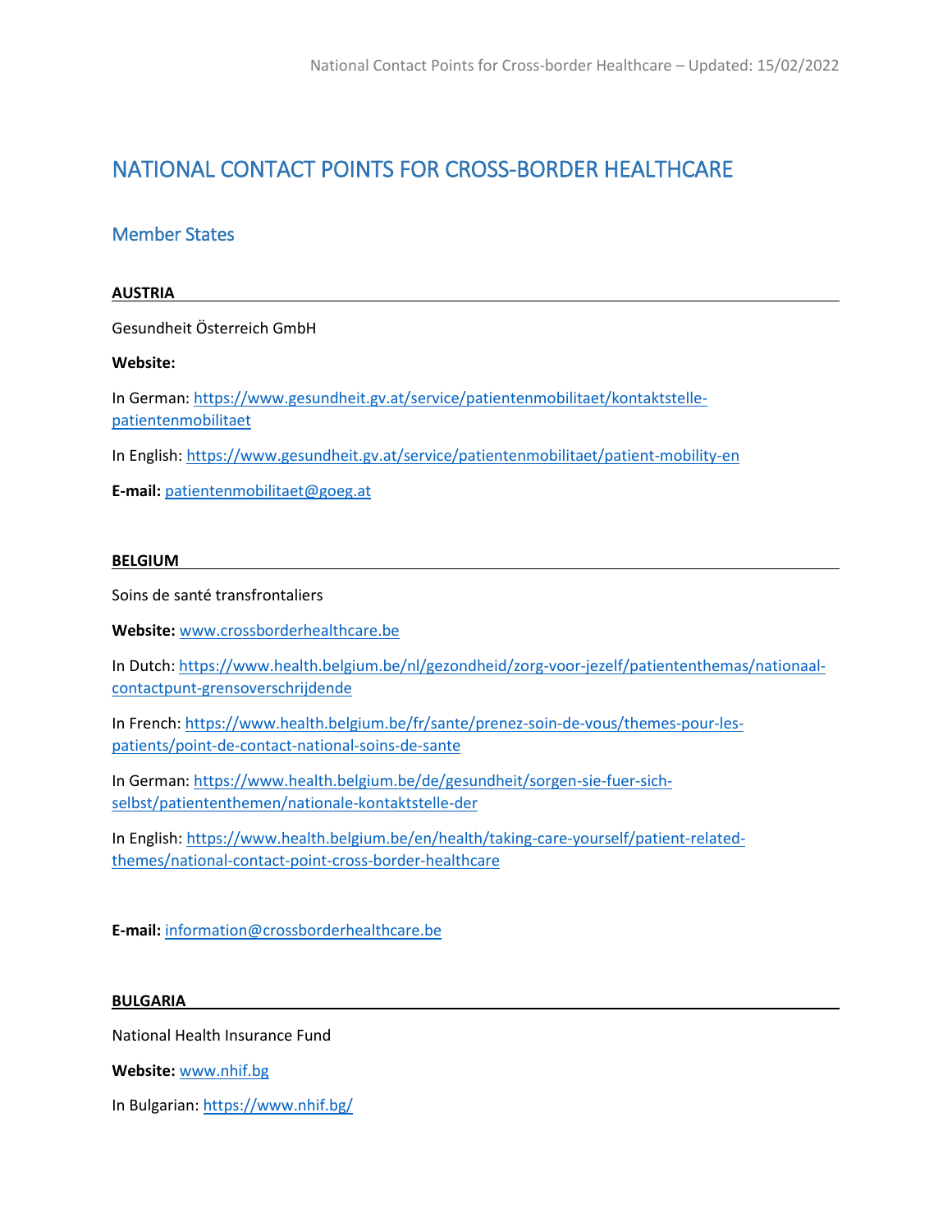# NATIONAL CONTACT POINTS FOR CROSS-BORDER HEALTHCARE

## Member States

### AUSTRIA

Gesundheit Österreich GmbH

**Website:**

In German: https://www.gesundheit.gv.at/service/patientenmobilitaet/kontaktstelle-patientenmobilitaet

In English: https://www.gesundheit.gv.at/service/patientenmobilitaet/patient-mobility-en

**E-mail:** patientenmobilitaet@goeg.at

### BELGIUM

Soins de santé transfrontaliers

**Website:** www.crossborderhealthcare.be

In Dutch: https://www.health.belgium.be/nl/gezondheid/zorg-voor-jezelf/patiententhemas/nationaal-contactpunt-grensoverschrijdende

In French: https://www.health.belgium.be/fr/sante/prenez-soin-de-vous/themes-pour-les-patients/point-de-contact-national-soins-de-sante

In German: https://www.health.belgium.be/de/gesundheit/sorgen-sie-fuer-sich-selbst/patiententhemen/nationale-kontaktstelle-der

In English: https://www.health.belgium.be/en/health/taking-care-yourself/patient-related-themes/national-contact-point-cross-border-healthcare

**E-mail:** information@crossborderhealthcare.be

### BULGARIA

National Health Insurance Fund

**Website:** www.nhif.bg

In Bulgarian: https://www.nhif.bg/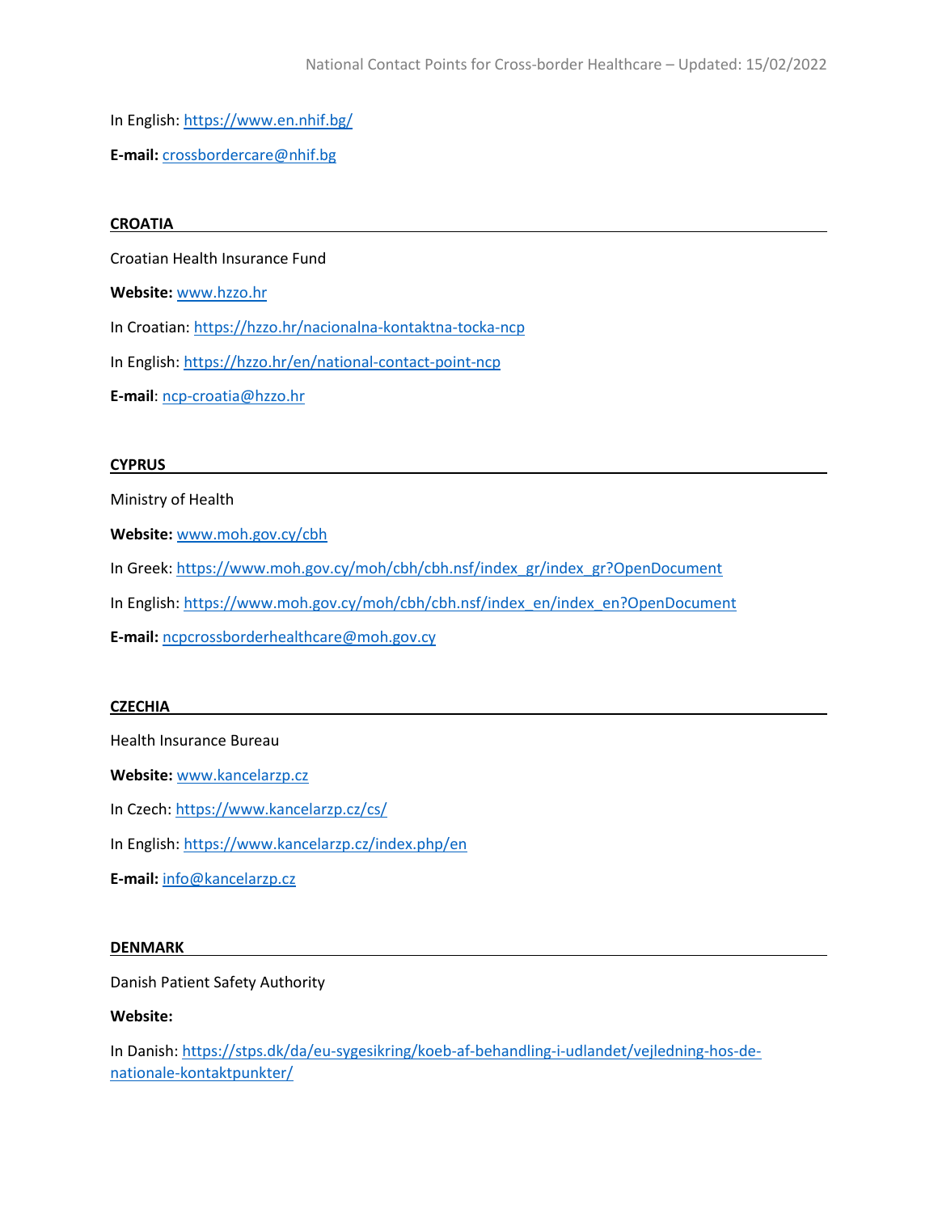In English: https://www.en.nhif.bg/

**E-mail:** crossbordercare@nhif.bg

## CROATIA

Croatian Health Insurance Fund

**Website:** www.hzzo.hr

In Croatian: https://hzzo.hr/nacionalna-kontaktna-tocka-ncp

In English: https://hzzo.hr/en/national-contact-point-ncp

**E-mail**: ncp-croatia@hzzo.hr

## CYPRUS

Ministry of Health

**Website:** www.moh.gov.cy/cbh

In Greek: https://www.moh.gov.cy/moh/cbh/cbh.nsf/index_gr/index_gr?OpenDocument

In English: https://www.moh.gov.cy/moh/cbh/cbh.nsf/index_en/index_en?OpenDocument

**E-mail:** ncpcrossborderhealthcare@moh.gov.cy

## CZECHIA

Health Insurance Bureau

**Website:** www.kancelarzp.cz

In Czech: https://www.kancelarzp.cz/cs/

In English: https://www.kancelarzp.cz/index.php/en

**E-mail:** info@kancelarzp.cz

## DENMARK

Danish Patient Safety Authority

**Website:**

In Danish: https://stps.dk/da/eu-sygesikring/koeb-af-behandling-i-udlandet/vejledning-hos-de-nationale-kontaktpunkter/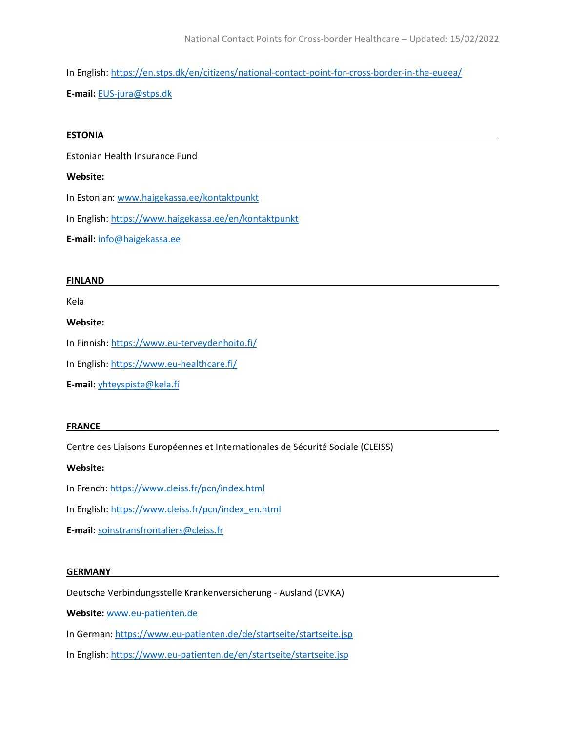In English: [https://en.stps.dk/en/citizens/national-contact-point-for-cross-border-in-the-eueea/](https://en.stps.dk/en/citizens/national-contact-point-for-cross-border-in-the-eueea/)

**E-mail:** [EUS-jura@stps.dk](mailto:EUS-jura@stps.dk)

## ESTONIA

Estonian Health Insurance Fund

**Website:**

In Estonian: [www.haigekassa.ee/kontaktpunkt](http://www.haigekassa.ee/kontaktpunkt)

In English: [https://www.haigekassa.ee/en/kontaktpunkt](https://www.haigekassa.ee/en/kontaktpunkt)

**E-mail:** [info@haigekassa.ee](mailto:info@haigekassa.ee)

## FINLAND

Kela

**Website:**

In Finnish: [https://www.eu-terveydenhoito.fi/](https://www.eu-terveydenhoito.fi/)

In English: [https://www.eu-healthcare.fi/](https://www.eu-healthcare.fi/)

**E-mail:** [yhteyspiste@kela.fi](mailto:yhteyspiste@kela.fi)

## FRANCE

Centre des Liaisons Européennes et Internationales de Sécurité Sociale (CLEISS)

**Website:**

In French: [https://www.cleiss.fr/pcn/index.html](https://www.cleiss.fr/pcn/index.html)

In English: [https://www.cleiss.fr/pcn/index_en.html](https://www.cleiss.fr/pcn/index_en.html)

**E-mail:** [soinstransfrontaliers@cleiss.fr](mailto:soinstransfrontaliers@cleiss.fr)

## GERMANY

Deutsche Verbindungsstelle Krankenversicherung - Ausland (DVKA)

**Website:** [www.eu-patienten.de](http://www.eu-patienten.de)

In German: [https://www.eu-patienten.de/de/startseite/startseite.jsp](https://www.eu-patienten.de/de/startseite/startseite.jsp)

In English: [https://www.eu-patienten.de/en/startseite/startseite.jsp](https://www.eu-patienten.de/en/startseite/startseite.jsp)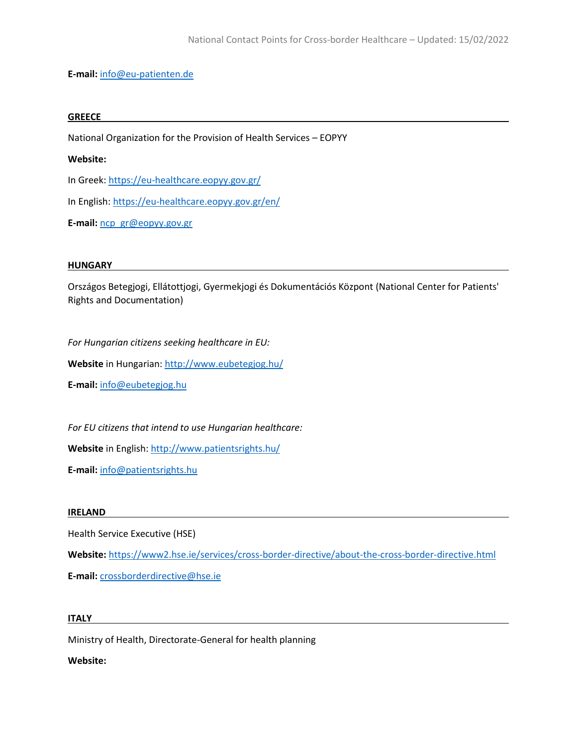**E-mail:** info@eu-patienten.de

## GREECE

National Organization for the Provision of Health Services – EOPYY

**Website:**

In Greek: https://eu-healthcare.eopyy.gov.gr/

In English: https://eu-healthcare.eopyy.gov.gr/en/

**E-mail:** ncp_gr@eopyy.gov.gr

## HUNGARY

Országos Betegjogi, Ellátottjogi, Gyermekjogi és Dokumentációs Központ (National Center for Patients' Rights and Documentation)

*For Hungarian citizens seeking healthcare in EU:*

**Website** in Hungarian: http://www.eubetegjog.hu/

**E-mail:** info@eubetegjog.hu

*For EU citizens that intend to use Hungarian healthcare:*

**Website** in English: http://www.patientsrights.hu/

**E-mail:** info@patientsrights.hu

## IRELAND

Health Service Executive (HSE)

**Website:** https://www2.hse.ie/services/cross-border-directive/about-the-cross-border-directive.html

**E-mail:** crossborderdirective@hse.ie

## ITALY

Ministry of Health, Directorate-General for health planning

**Website:**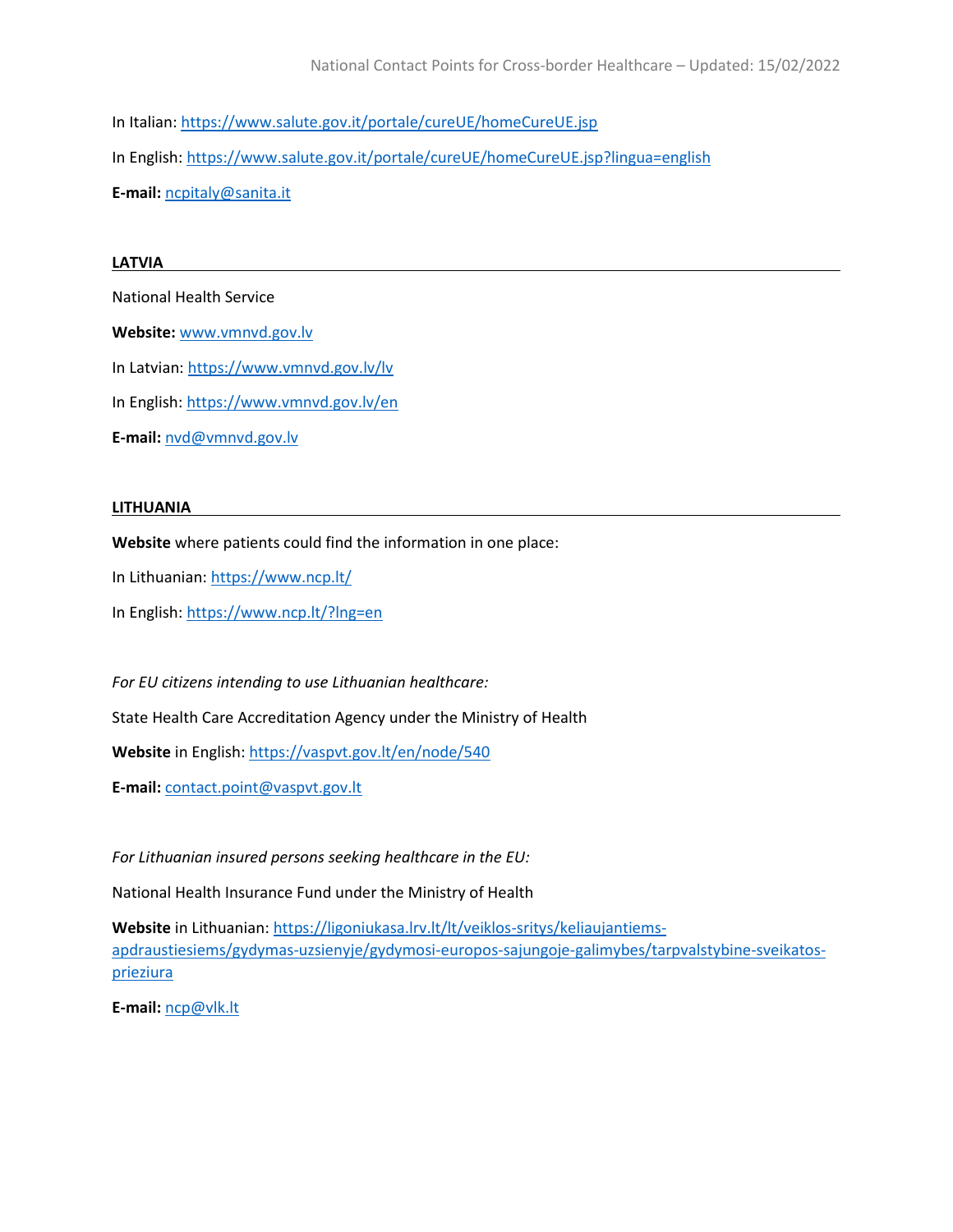In Italian: https://www.salute.gov.it/portale/cureUE/homeCureUE.jsp

In English: https://www.salute.gov.it/portale/cureUE/homeCureUE.jsp?lingua=english

**E-mail:** ncpitaly@sanita.it

## LATVIA

National Health Service

**Website:** www.vmnvd.gov.lv

In Latvian: https://www.vmnvd.gov.lv/lv

In English: https://www.vmnvd.gov.lv/en

**E-mail:** nvd@vmnvd.gov.lv

## LITHUANIA

**Website** where patients could find the information in one place:

In Lithuanian: https://www.ncp.lt/

In English: https://www.ncp.lt/?lng=en

*For EU citizens intending to use Lithuanian healthcare:*

State Health Care Accreditation Agency under the Ministry of Health

**Website** in English: https://vaspvt.gov.lt/en/node/540

**E-mail:** contact.point@vaspvt.gov.lt

*For Lithuanian insured persons seeking healthcare in the EU:*

National Health Insurance Fund under the Ministry of Health

**Website** in Lithuanian: https://ligoniukasa.lrv.lt/lt/veiklos-sritys/keliaujantiems-apdraustiesiems/gydymas-uzsienyje/gydymosi-europos-sajungoje-galimybes/tarpvalstybine-sveikatos-prieziura

**E-mail:** ncp@vlk.lt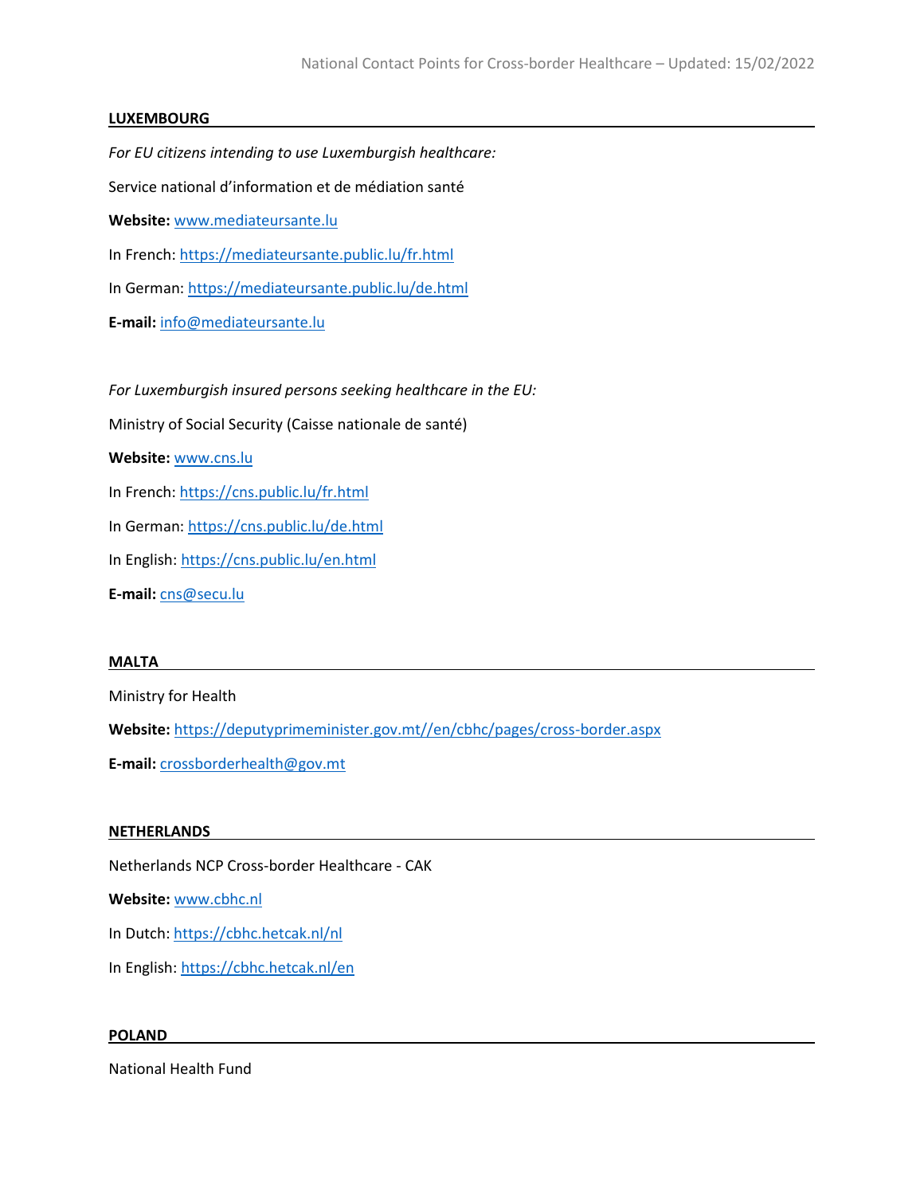## LUXEMBOURG

*For EU citizens intending to use Luxemburgish healthcare:*

Service national d'information et de médiation santé

**Website:** www.mediateursante.lu

In French: https://mediateursante.public.lu/fr.html

In German: https://mediateursante.public.lu/de.html

**E-mail:** info@mediateursante.lu

*For Luxemburgish insured persons seeking healthcare in the EU:*

Ministry of Social Security (Caisse nationale de santé)

**Website:** www.cns.lu

In French: https://cns.public.lu/fr.html

In German: https://cns.public.lu/de.html

In English: https://cns.public.lu/en.html

**E-mail:** cns@secu.lu

## MALTA

Ministry for Health

**Website:** https://deputyprimeminister.gov.mt//en/cbhc/pages/cross-border.aspx

**E-mail:** crossborderhealth@gov.mt

## NETHERLANDS

Netherlands NCP Cross-border Healthcare - CAK

**Website:** www.cbhc.nl

In Dutch: https://cbhc.hetcak.nl/nl

In English: https://cbhc.hetcak.nl/en

## POLAND

National Health Fund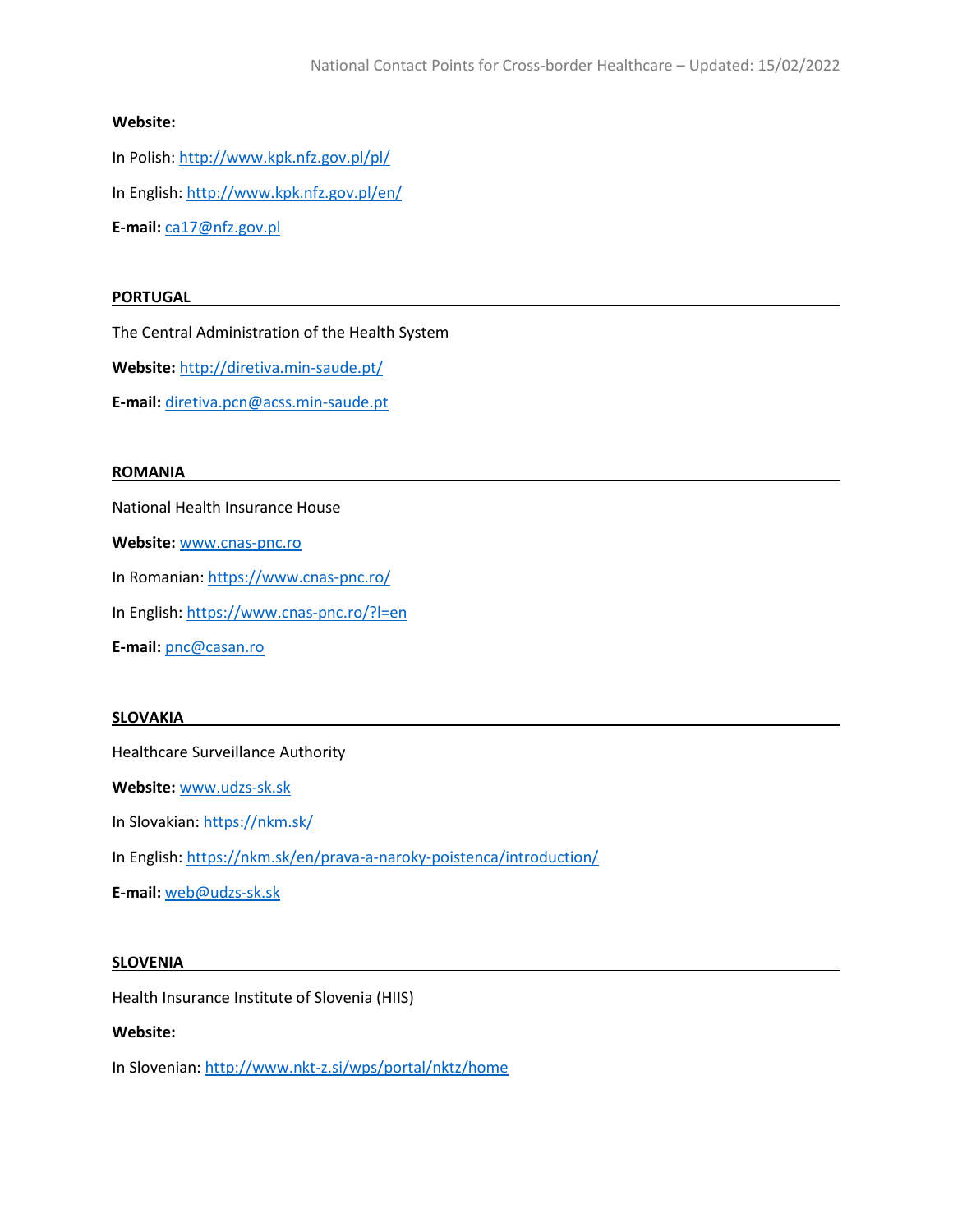**Website:**

In Polish: http://www.kpk.nfz.gov.pl/pl/

In English: http://www.kpk.nfz.gov.pl/en/

**E-mail:** ca17@nfz.gov.pl

## PORTUGAL

The Central Administration of the Health System

**Website:** http://diretiva.min-saude.pt/

**E-mail:** diretiva.pcn@acss.min-saude.pt

## ROMANIA

National Health Insurance House

**Website:** www.cnas-pnc.ro

In Romanian: https://www.cnas-pnc.ro/

In English: https://www.cnas-pnc.ro/?l=en

**E-mail:** pnc@casan.ro

## SLOVAKIA

Healthcare Surveillance Authority

**Website:** www.udzs-sk.sk

In Slovakian: https://nkm.sk/

In English: https://nkm.sk/en/prava-a-naroky-poistenca/introduction/

**E-mail:** web@udzs-sk.sk

## SLOVENIA

Health Insurance Institute of Slovenia (HIIS)

**Website:**

In Slovenian: http://www.nkt-z.si/wps/portal/nktz/home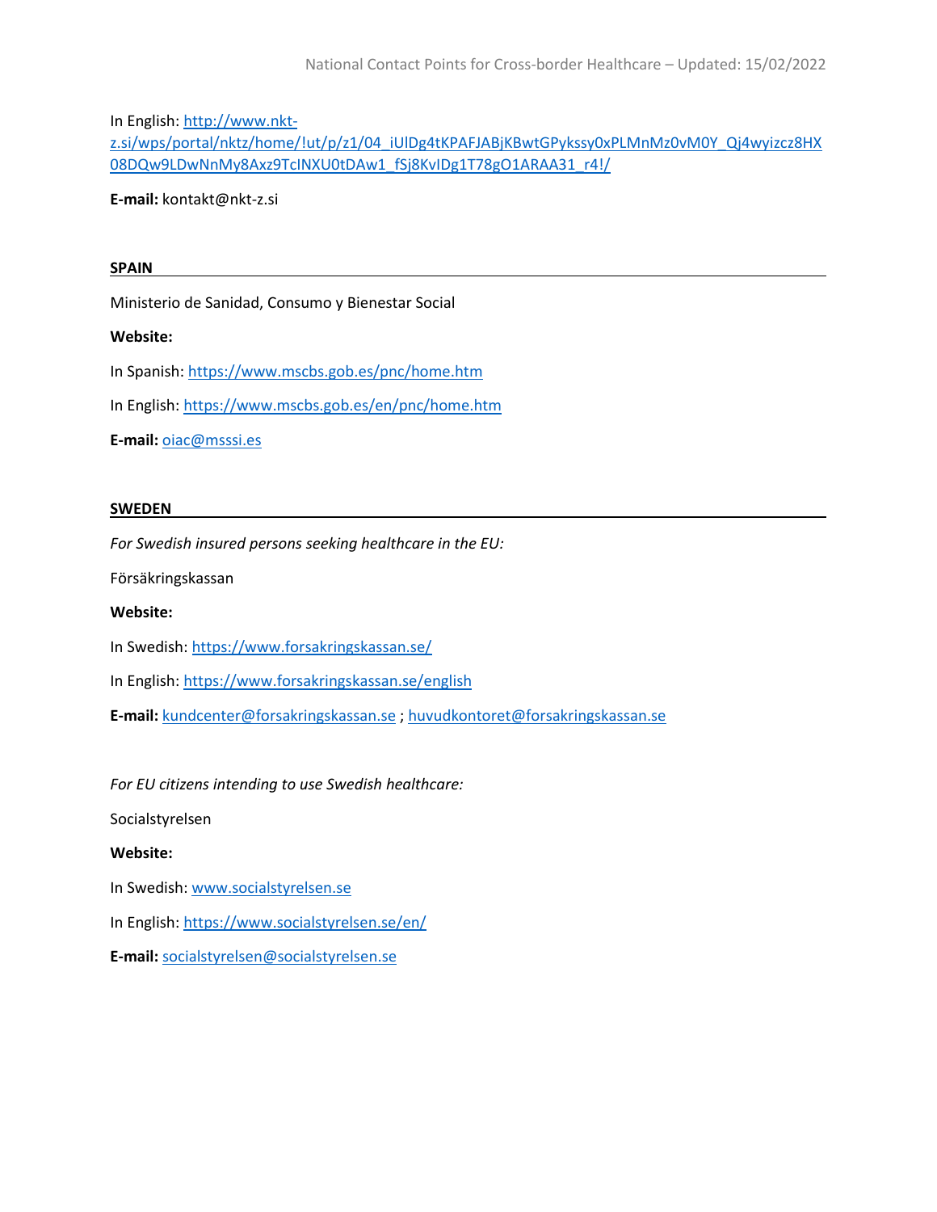In English: [http://www.nkt-z.si/wps/portal/nktz/home/!ut/p/z1/04_iUlDg4tKPAFJABjKBwtGPykssy0xPLMnMz0vM0Y_Qj4wyizcz8HX08DQw9LDwNnMy8Axz9TcINXU0tDAw1_fSj8KvIDg1T78gO1ARAA31_r4!/](http://www.nkt-z.si/wps/portal/nktz/home/!ut/p/z1/04_iUlDg4tKPAFJABjKBwtGPykssy0xPLMnMz0vM0Y_Qj4wyizcz8HX08DQw9LDwNnMy8Axz9TcINXU0tDAw1_fSj8KvIDg1T78gO1ARAA31_r4!/)

**E-mail:** kontakt@nkt-z.si

## SPAIN

Ministerio de Sanidad, Consumo y Bienestar Social

**Website:**

In Spanish: [https://www.mscbs.gob.es/pnc/home.htm](https://www.mscbs.gob.es/pnc/home.htm)

In English: [https://www.mscbs.gob.es/en/pnc/home.htm](https://www.mscbs.gob.es/en/pnc/home.htm)

**E-mail:** [oiac@msssi.es](mailto:oiac@msssi.es)

## SWEDEN

*For Swedish insured persons seeking healthcare in the EU:*

Försäkringskassan

**Website:**

In Swedish: [https://www.forsakringskassan.se/](https://www.forsakringskassan.se/)

In English: [https://www.forsakringskassan.se/english](https://www.forsakringskassan.se/english)

**E-mail:** [kundcenter@forsakringskassan.se](mailto:kundcenter@forsakringskassan.se) ; [huvudkontoret@forsakringskassan.se](mailto:huvudkontoret@forsakringskassan.se)

*For EU citizens intending to use Swedish healthcare:*

Socialstyrelsen

**Website:**

In Swedish: [www.socialstyrelsen.se](http://www.socialstyrelsen.se)

In English: [https://www.socialstyrelsen.se/en/](https://www.socialstyrelsen.se/en/)

**E-mail:** [socialstyrelsen@socialstyrelsen.se](mailto:socialstyrelsen@socialstyrelsen.se)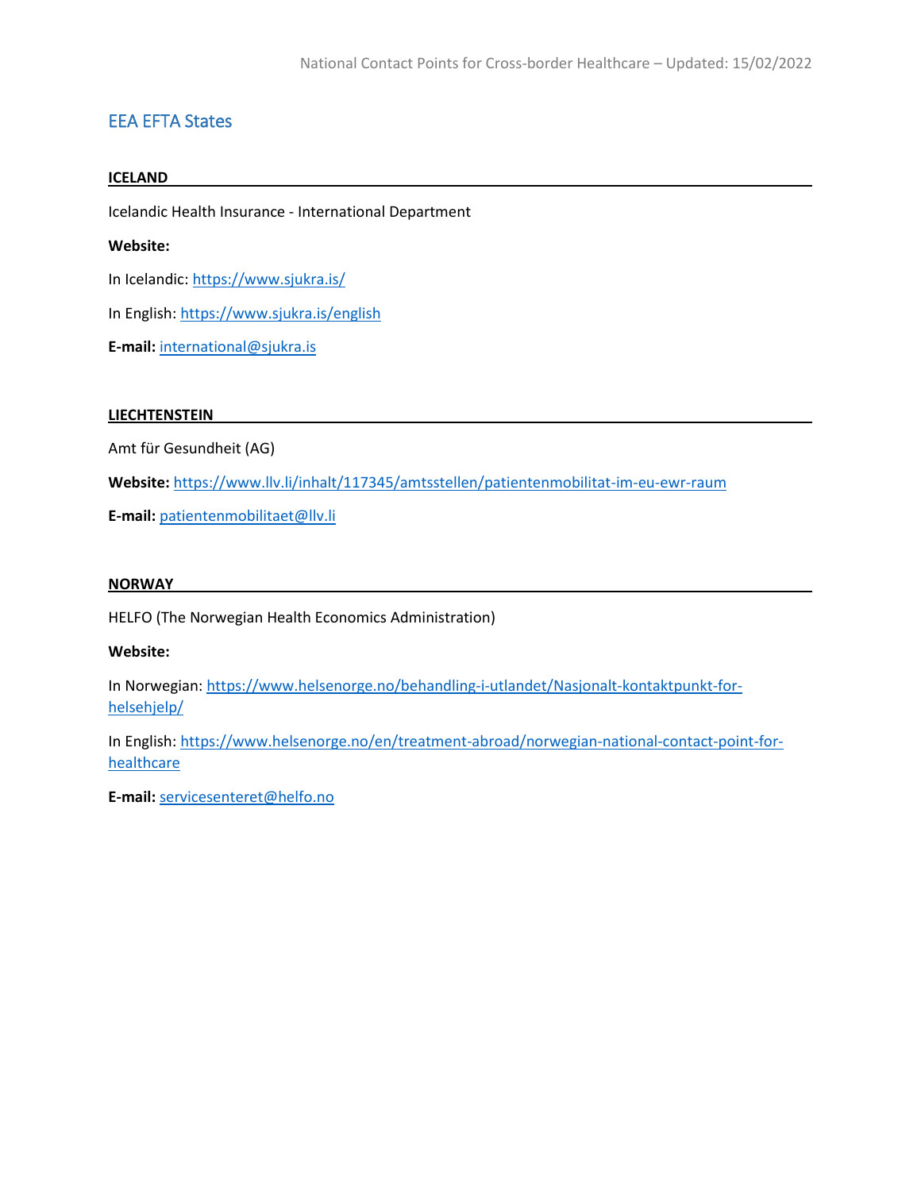## EEA EFTA States

### ICELAND

Icelandic Health Insurance - International Department

**Website:**

In Icelandic: https://www.sjukra.is/

In English: https://www.sjukra.is/english

**E-mail:** international@sjukra.is

### LIECHTENSTEIN

Amt für Gesundheit (AG)

**Website:** https://www.llv.li/inhalt/117345/amtsstellen/patientenmobilitat-im-eu-ewr-raum

**E-mail:** patientenmobilitaet@llv.li

### NORWAY

HELFO (The Norwegian Health Economics Administration)

**Website:**

In Norwegian: https://www.helsenorge.no/behandling-i-utlandet/Nasjonalt-kontaktpunkt-for-helsehjelp/

In English: https://www.helsenorge.no/en/treatment-abroad/norwegian-national-contact-point-for-healthcare

**E-mail:** servicesenteret@helfo.no